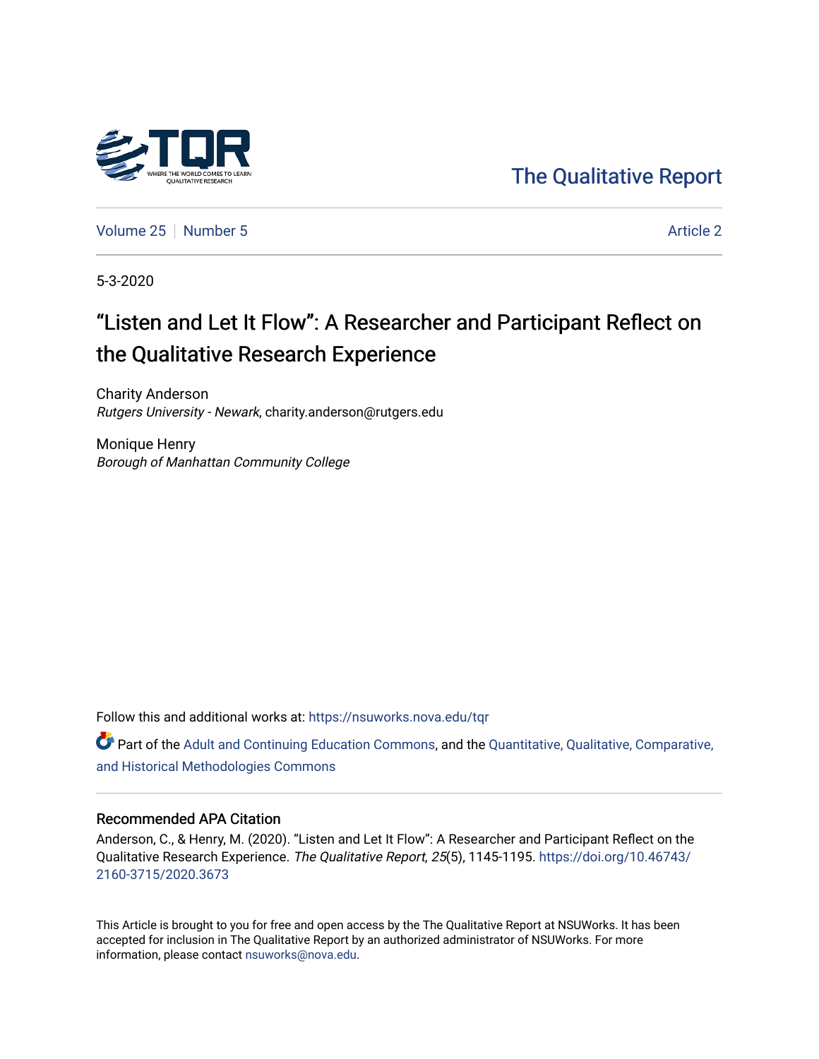The Qualitative Report

Volume 25 | Number 5 | Article 2

5-3-2020

# "Listen and Let It Flow": A Researcher and Participant Reflect on the Qualitative Research Experience

Charity Anderson
*Rutgers University - Newark*, charity.anderson@rutgers.edu

Monique Henry
*Borough of Manhattan Community College*

Follow this and additional works at: https://nsuworks.nova.edu/tqr

Part of the Adult and Continuing Education Commons, and the Quantitative, Qualitative, Comparative, and Historical Methodologies Commons

## Recommended APA Citation

Anderson, C., & Henry, M. (2020). "Listen and Let It Flow": A Researcher and Participant Reflect on the Qualitative Research Experience. *The Qualitative Report, 25*(5), 1145-1195. https://doi.org/10.46743/2160-3715/2020.3673

This Article is brought to you for free and open access by the The Qualitative Report at NSUWorks. It has been accepted for inclusion in The Qualitative Report by an authorized administrator of NSUWorks. For more information, please contact nsuworks@nova.edu.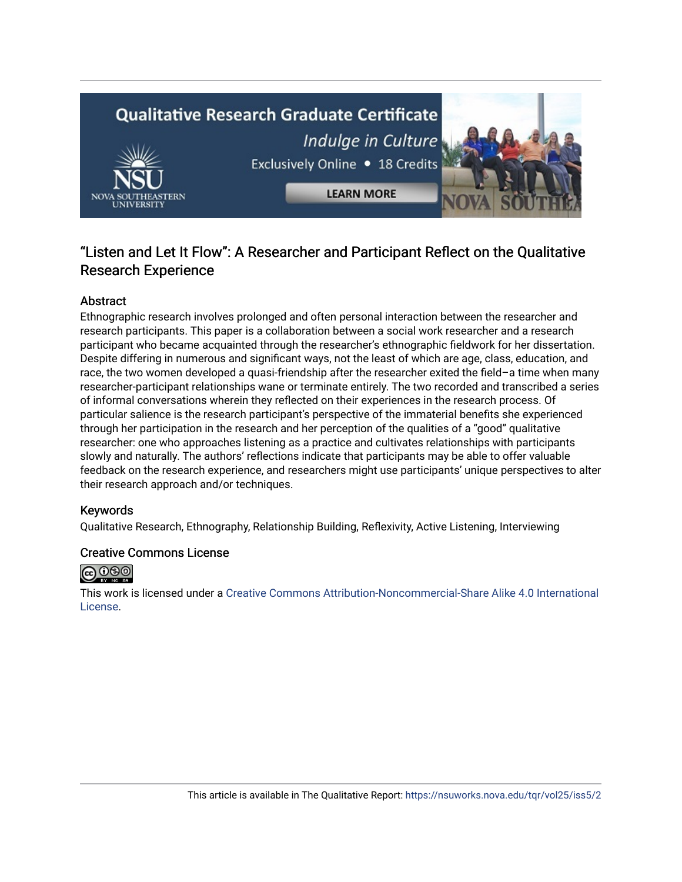# "Listen and Let It Flow": A Researcher and Participant Reflect on the Qualitative Research Experience

## Abstract

Ethnographic research involves prolonged and often personal interaction between the researcher and research participants. This paper is a collaboration between a social work researcher and a research participant who became acquainted through the researcher's ethnographic fieldwork for her dissertation. Despite differing in numerous and significant ways, not the least of which are age, class, education, and race, the two women developed a quasi-friendship after the researcher exited the field–a time when many researcher-participant relationships wane or terminate entirely. The two recorded and transcribed a series of informal conversations wherein they reflected on their experiences in the research process. Of particular salience is the research participant's perspective of the immaterial benefits she experienced through her participation in the research and her perception of the qualities of a "good" qualitative researcher: one who approaches listening as a practice and cultivates relationships with participants slowly and naturally. The authors' reflections indicate that participants may be able to offer valuable feedback on the research experience, and researchers might use participants' unique perspectives to alter their research approach and/or techniques.

## Keywords

Qualitative Research, Ethnography, Relationship Building, Reflexivity, Active Listening, Interviewing

## Creative Commons License

This work is licensed under a Creative Commons Attribution-Noncommercial-Share Alike 4.0 International License.

This article is available in The Qualitative Report: https://nsuworks.nova.edu/tqr/vol25/iss5/2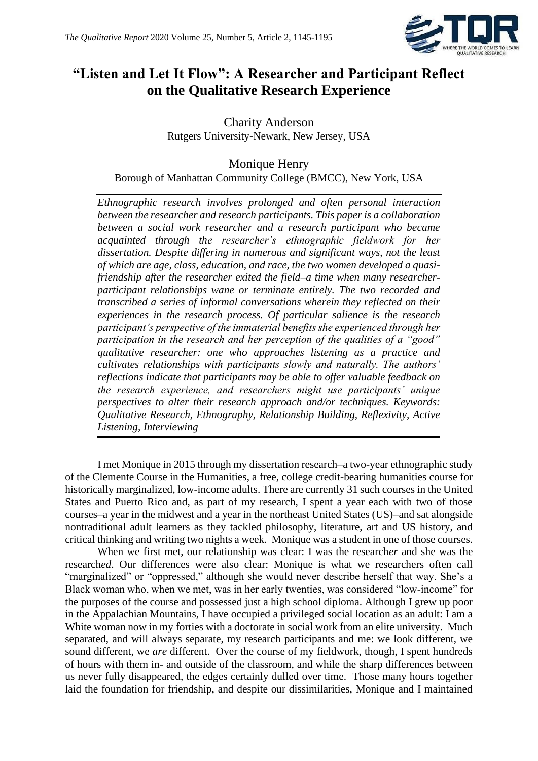# "Listen and Let It Flow": A Researcher and Participant Reflect on the Qualitative Research Experience

Charity Anderson
Rutgers University-Newark, New Jersey, USA

Monique Henry
Borough of Manhattan Community College (BMCC), New York, USA

*Ethnographic research involves prolonged and often personal interaction between the researcher and research participants. This paper is a collaboration between a social work researcher and a research participant who became acquainted through the researcher's ethnographic fieldwork for her dissertation. Despite differing in numerous and significant ways, not the least of which are age, class, education, and race, the two women developed a quasi-friendship after the researcher exited the field–a time when many researcher-participant relationships wane or terminate entirely. The two recorded and transcribed a series of informal conversations wherein they reflected on their experiences in the research process. Of particular salience is the research participant's perspective of the immaterial benefits she experienced through her participation in the research and her perception of the qualities of a "good" qualitative researcher: one who approaches listening as a practice and cultivates relationships with participants slowly and naturally. The authors' reflections indicate that participants may be able to offer valuable feedback on the research experience, and researchers might use participants' unique perspectives to alter their research approach and/or techniques. Keywords: Qualitative Research, Ethnography, Relationship Building, Reflexivity, Active Listening, Interviewing*

I met Monique in 2015 through my dissertation research–a two-year ethnographic study of the Clemente Course in the Humanities, a free, college credit-bearing humanities course for historically marginalized, low-income adults. There are currently 31 such courses in the United States and Puerto Rico and, as part of my research, I spent a year each with two of those courses–a year in the midwest and a year in the northeast United States (US)–and sat alongside nontraditional adult learners as they tackled philosophy, literature, art and US history, and critical thinking and writing two nights a week. Monique was a student in one of those courses.

When we first met, our relationship was clear: I was the research*er* and she was the research*ed*. Our differences were also clear: Monique is what we researchers often call "marginalized" or "oppressed," although she would never describe herself that way. She's a Black woman who, when we met, was in her early twenties, was considered "low-income" for the purposes of the course and possessed just a high school diploma. Although I grew up poor in the Appalachian Mountains, I have occupied a privileged social location as an adult: I am a White woman now in my forties with a doctorate in social work from an elite university. Much separated, and will always separate, my research participants and me: we look different, we sound different, we *are* different. Over the course of my fieldwork, though, I spent hundreds of hours with them in- and outside of the classroom, and while the sharp differences between us never fully disappeared, the edges certainly dulled over time. Those many hours together laid the foundation for friendship, and despite our dissimilarities, Monique and I maintained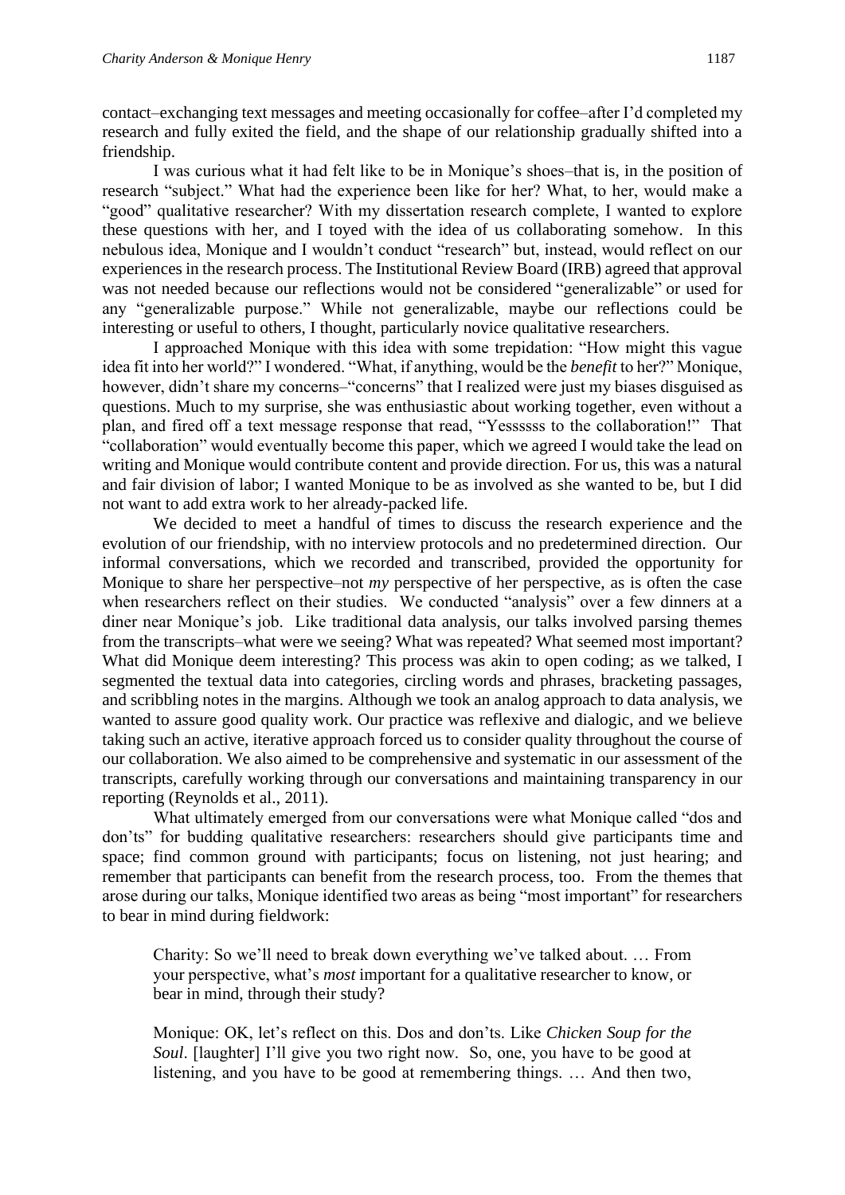contact–exchanging text messages and meeting occasionally for coffee–after I'd completed my research and fully exited the field, and the shape of our relationship gradually shifted into a friendship.

I was curious what it had felt like to be in Monique's shoes–that is, in the position of research "subject." What had the experience been like for her? What, to her, would make a "good" qualitative researcher? With my dissertation research complete, I wanted to explore these questions with her, and I toyed with the idea of us collaborating somehow. In this nebulous idea, Monique and I wouldn't conduct "research" but, instead, would reflect on our experiences in the research process. The Institutional Review Board (IRB) agreed that approval was not needed because our reflections would not be considered "generalizable" or used for any "generalizable purpose." While not generalizable, maybe our reflections could be interesting or useful to others, I thought, particularly novice qualitative researchers.

I approached Monique with this idea with some trepidation: "How might this vague idea fit into her world?" I wondered. "What, if anything, would be the *benefit* to her?" Monique, however, didn't share my concerns–"concerns" that I realized were just my biases disguised as questions. Much to my surprise, she was enthusiastic about working together, even without a plan, and fired off a text message response that read, "Yessssss to the collaboration!" That "collaboration" would eventually become this paper, which we agreed I would take the lead on writing and Monique would contribute content and provide direction. For us, this was a natural and fair division of labor; I wanted Monique to be as involved as she wanted to be, but I did not want to add extra work to her already-packed life.

We decided to meet a handful of times to discuss the research experience and the evolution of our friendship, with no interview protocols and no predetermined direction. Our informal conversations, which we recorded and transcribed, provided the opportunity for Monique to share her perspective–not *my* perspective of her perspective, as is often the case when researchers reflect on their studies. We conducted "analysis" over a few dinners at a diner near Monique's job. Like traditional data analysis, our talks involved parsing themes from the transcripts–what were we seeing? What was repeated? What seemed most important? What did Monique deem interesting? This process was akin to open coding; as we talked, I segmented the textual data into categories, circling words and phrases, bracketing passages, and scribbling notes in the margins. Although we took an analog approach to data analysis, we wanted to assure good quality work. Our practice was reflexive and dialogic, and we believe taking such an active, iterative approach forced us to consider quality throughout the course of our collaboration. We also aimed to be comprehensive and systematic in our assessment of the transcripts, carefully working through our conversations and maintaining transparency in our reporting (Reynolds et al., 2011).

What ultimately emerged from our conversations were what Monique called "dos and don'ts" for budding qualitative researchers: researchers should give participants time and space; find common ground with participants; focus on listening, not just hearing; and remember that participants can benefit from the research process, too. From the themes that arose during our talks, Monique identified two areas as being "most important" for researchers to bear in mind during fieldwork:

> Charity: So we'll need to break down everything we've talked about. … From your perspective, what's *most* important for a qualitative researcher to know, or bear in mind, through their study?
>
> Monique: OK, let's reflect on this. Dos and don'ts. Like *Chicken Soup for the Soul*. [laughter] I'll give you two right now. So, one, you have to be good at listening, and you have to be good at remembering things. … And then two,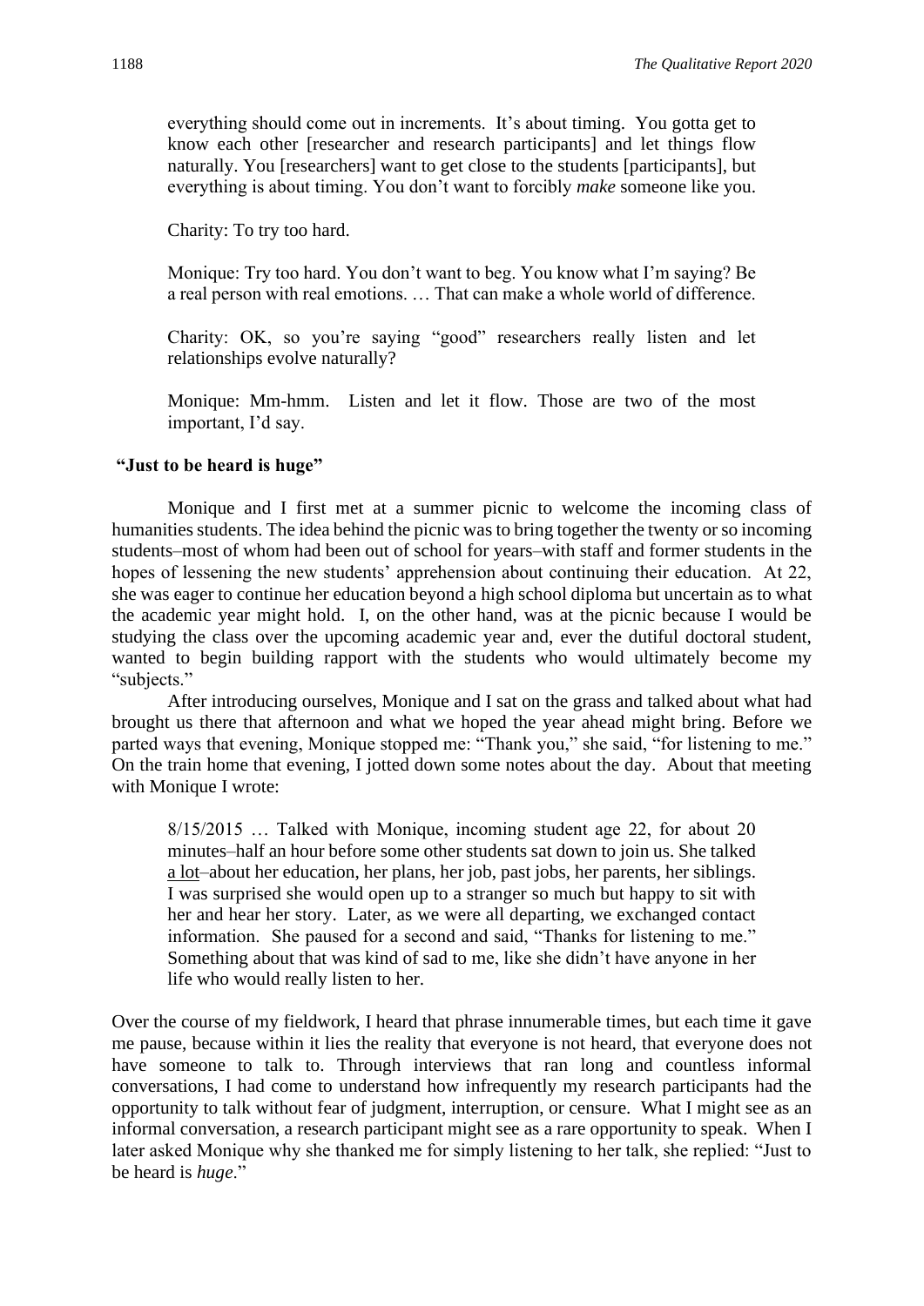> everything should come out in increments. It's about timing. You gotta get to know each other [researcher and research participants] and let things flow naturally. You [researchers] want to get close to the students [participants], but everything is about timing. You don't want to forcibly *make* someone like you.
>
> Charity: To try too hard.
>
> Monique: Try too hard. You don't want to beg. You know what I'm saying? Be a real person with real emotions. … That can make a whole world of difference.
>
> Charity: OK, so you're saying "good" researchers really listen and let relationships evolve naturally?
>
> Monique: Mm-hmm. Listen and let it flow. Those are two of the most important, I'd say.

**"Just to be heard is huge"**

Monique and I first met at a summer picnic to welcome the incoming class of humanities students. The idea behind the picnic was to bring together the twenty or so incoming students–most of whom had been out of school for years–with staff and former students in the hopes of lessening the new students' apprehension about continuing their education. At 22, she was eager to continue her education beyond a high school diploma but uncertain as to what the academic year might hold. I, on the other hand, was at the picnic because I would be studying the class over the upcoming academic year and, ever the dutiful doctoral student, wanted to begin building rapport with the students who would ultimately become my "subjects."

After introducing ourselves, Monique and I sat on the grass and talked about what had brought us there that afternoon and what we hoped the year ahead might bring. Before we parted ways that evening, Monique stopped me: "Thank you," she said, "for listening to me." On the train home that evening, I jotted down some notes about the day. About that meeting with Monique I wrote:

> 8/15/2015 … Talked with Monique, incoming student age 22, for about 20 minutes–half an hour before some other students sat down to join us. She talked <u>a lot</u>–about her education, her plans, her job, past jobs, her parents, her siblings. I was surprised she would open up to a stranger so much but happy to sit with her and hear her story. Later, as we were all departing, we exchanged contact information. She paused for a second and said, "Thanks for listening to me." Something about that was kind of sad to me, like she didn't have anyone in her life who would really listen to her.

Over the course of my fieldwork, I heard that phrase innumerable times, but each time it gave me pause, because within it lies the reality that everyone is not heard, that everyone does not have someone to talk to. Through interviews that ran long and countless informal conversations, I had come to understand how infrequently my research participants had the opportunity to talk without fear of judgment, interruption, or censure. What I might see as an informal conversation, a research participant might see as a rare opportunity to speak. When I later asked Monique why she thanked me for simply listening to her talk, she replied: "Just to be heard is *huge*."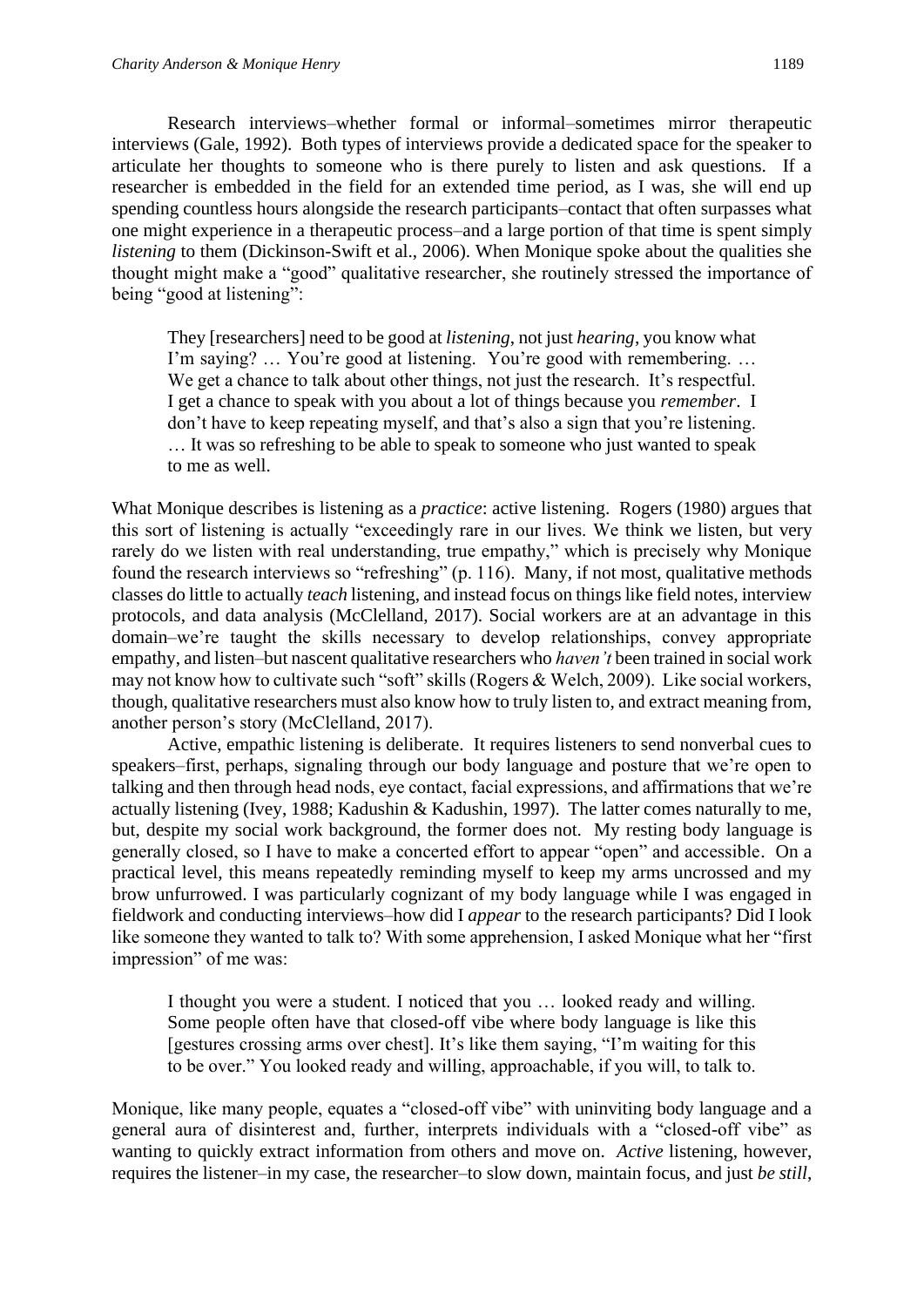Research interviews–whether formal or informal–sometimes mirror therapeutic interviews (Gale, 1992). Both types of interviews provide a dedicated space for the speaker to articulate her thoughts to someone who is there purely to listen and ask questions. If a researcher is embedded in the field for an extended time period, as I was, she will end up spending countless hours alongside the research participants–contact that often surpasses what one might experience in a therapeutic process–and a large portion of that time is spent simply *listening* to them (Dickinson-Swift et al., 2006). When Monique spoke about the qualities she thought might make a "good" qualitative researcher, she routinely stressed the importance of being "good at listening":

> They [researchers] need to be good at *listening*, not just *hearing*, you know what I'm saying? … You're good at listening. You're good with remembering. … We get a chance to talk about other things, not just the research. It's respectful. I get a chance to speak with you about a lot of things because you *remember*. I don't have to keep repeating myself, and that's also a sign that you're listening. … It was so refreshing to be able to speak to someone who just wanted to speak to me as well.

What Monique describes is listening as a *practice*: active listening. Rogers (1980) argues that this sort of listening is actually "exceedingly rare in our lives. We think we listen, but very rarely do we listen with real understanding, true empathy," which is precisely why Monique found the research interviews so "refreshing" (p. 116). Many, if not most, qualitative methods classes do little to actually *teach* listening, and instead focus on things like field notes, interview protocols, and data analysis (McClelland, 2017). Social workers are at an advantage in this domain–we're taught the skills necessary to develop relationships, convey appropriate empathy, and listen–but nascent qualitative researchers who *haven't* been trained in social work may not know how to cultivate such "soft" skills (Rogers & Welch, 2009). Like social workers, though, qualitative researchers must also know how to truly listen to, and extract meaning from, another person's story (McClelland, 2017).

Active, empathic listening is deliberate. It requires listeners to send nonverbal cues to speakers–first, perhaps, signaling through our body language and posture that we're open to talking and then through head nods, eye contact, facial expressions, and affirmations that we're actually listening (Ivey, 1988; Kadushin & Kadushin, 1997). The latter comes naturally to me, but, despite my social work background, the former does not. My resting body language is generally closed, so I have to make a concerted effort to appear "open" and accessible. On a practical level, this means repeatedly reminding myself to keep my arms uncrossed and my brow unfurrowed. I was particularly cognizant of my body language while I was engaged in fieldwork and conducting interviews–how did I *appear* to the research participants? Did I look like someone they wanted to talk to? With some apprehension, I asked Monique what her "first impression" of me was:

> I thought you were a student. I noticed that you … looked ready and willing. Some people often have that closed-off vibe where body language is like this [gestures crossing arms over chest]. It's like them saying, "I'm waiting for this to be over." You looked ready and willing, approachable, if you will, to talk to.

Monique, like many people, equates a "closed-off vibe" with uninviting body language and a general aura of disinterest and, further, interprets individuals with a "closed-off vibe" as wanting to quickly extract information from others and move on. *Active* listening, however, requires the listener–in my case, the researcher–to slow down, maintain focus, and just *be still*,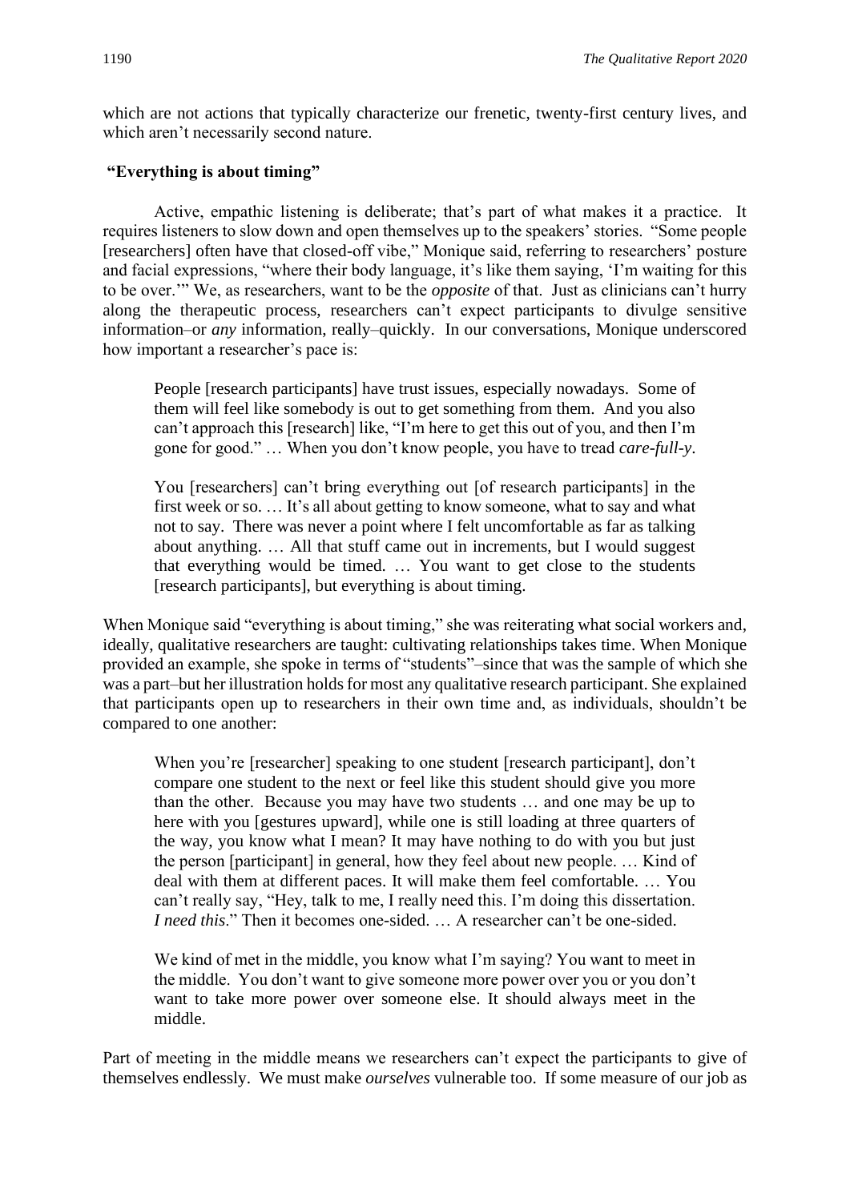which are not actions that typically characterize our frenetic, twenty-first century lives, and which aren't necessarily second nature.

### "Everything is about timing"

Active, empathic listening is deliberate; that's part of what makes it a practice. It requires listeners to slow down and open themselves up to the speakers' stories. "Some people [researchers] often have that closed-off vibe," Monique said, referring to researchers' posture and facial expressions, "where their body language, it's like them saying, 'I'm waiting for this to be over.'" We, as researchers, want to be the *opposite* of that. Just as clinicians can't hurry along the therapeutic process, researchers can't expect participants to divulge sensitive information–or *any* information, really–quickly. In our conversations, Monique underscored how important a researcher's pace is:

> People [research participants] have trust issues, especially nowadays. Some of them will feel like somebody is out to get something from them. And you also can't approach this [research] like, "I'm here to get this out of you, and then I'm gone for good." … When you don't know people, you have to tread *care-full-y*.
>
> You [researchers] can't bring everything out [of research participants] in the first week or so. … It's all about getting to know someone, what to say and what not to say. There was never a point where I felt uncomfortable as far as talking about anything. … All that stuff came out in increments, but I would suggest that everything would be timed. … You want to get close to the students [research participants], but everything is about timing.

When Monique said "everything is about timing," she was reiterating what social workers and, ideally, qualitative researchers are taught: cultivating relationships takes time. When Monique provided an example, she spoke in terms of "students"–since that was the sample of which she was a part–but her illustration holds for most any qualitative research participant. She explained that participants open up to researchers in their own time and, as individuals, shouldn't be compared to one another:

> When you're [researcher] speaking to one student [research participant], don't compare one student to the next or feel like this student should give you more than the other. Because you may have two students … and one may be up to here with you [gestures upward], while one is still loading at three quarters of the way, you know what I mean? It may have nothing to do with you but just the person [participant] in general, how they feel about new people. … Kind of deal with them at different paces. It will make them feel comfortable. … You can't really say, "Hey, talk to me, I really need this. I'm doing this dissertation. *I need this*." Then it becomes one-sided. … A researcher can't be one-sided.
>
> We kind of met in the middle, you know what I'm saying? You want to meet in the middle. You don't want to give someone more power over you or you don't want to take more power over someone else. It should always meet in the middle.

Part of meeting in the middle means we researchers can't expect the participants to give of themselves endlessly. We must make *ourselves* vulnerable too. If some measure of our job as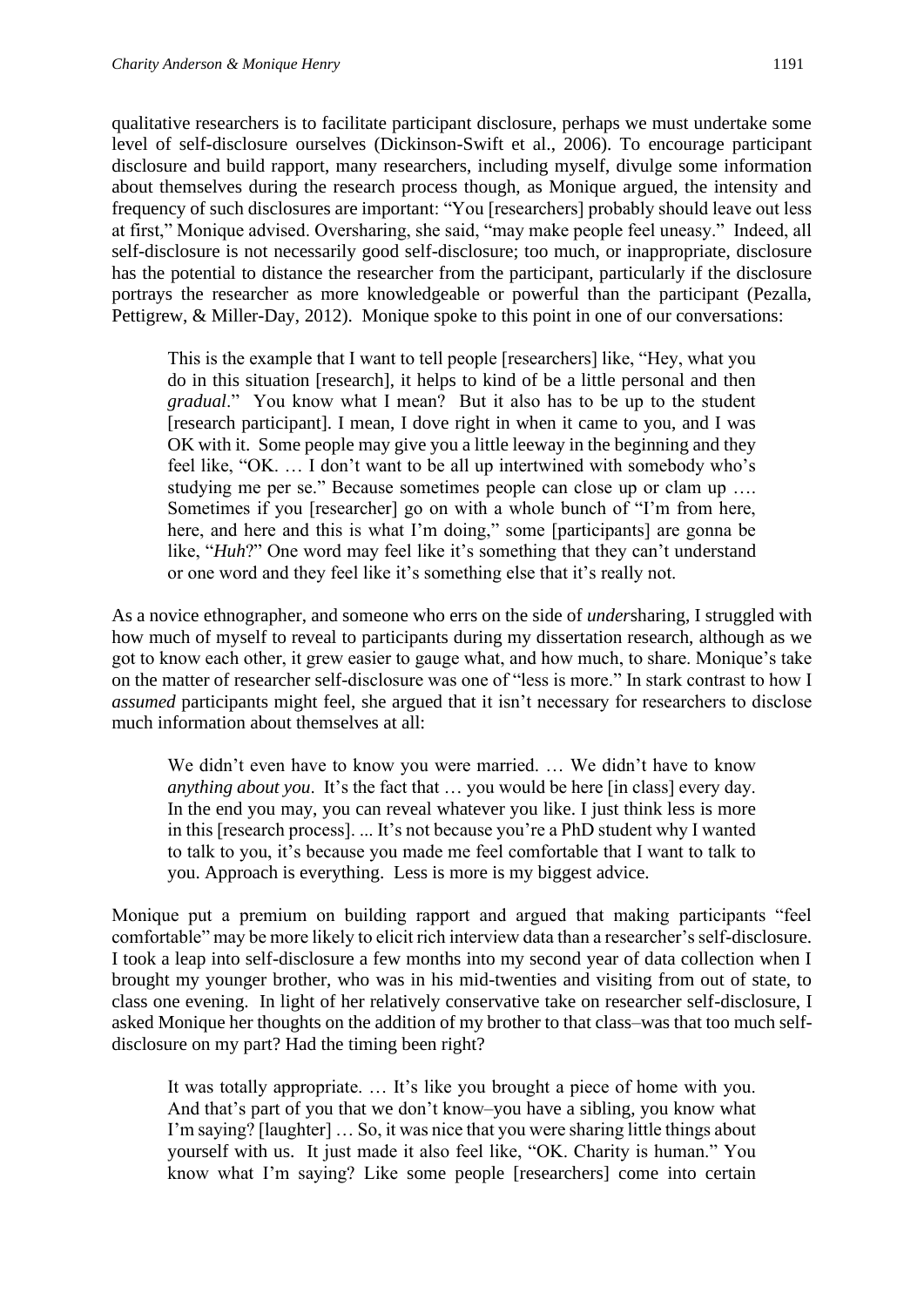qualitative researchers is to facilitate participant disclosure, perhaps we must undertake some level of self-disclosure ourselves (Dickinson-Swift et al., 2006). To encourage participant disclosure and build rapport, many researchers, including myself, divulge some information about themselves during the research process though, as Monique argued, the intensity and frequency of such disclosures are important: "You [researchers] probably should leave out less at first," Monique advised. Oversharing, she said, "may make people feel uneasy." Indeed, all self-disclosure is not necessarily good self-disclosure; too much, or inappropriate, disclosure has the potential to distance the researcher from the participant, particularly if the disclosure portrays the researcher as more knowledgeable or powerful than the participant (Pezalla, Pettigrew, & Miller-Day, 2012). Monique spoke to this point in one of our conversations:

> This is the example that I want to tell people [researchers] like, "Hey, what you do in this situation [research], it helps to kind of be a little personal and then *gradual*." You know what I mean? But it also has to be up to the student [research participant]. I mean, I dove right in when it came to you, and I was OK with it. Some people may give you a little leeway in the beginning and they feel like, "OK. … I don't want to be all up intertwined with somebody who's studying me per se." Because sometimes people can close up or clam up …. Sometimes if you [researcher] go on with a whole bunch of "I'm from here, here, and here and this is what I'm doing," some [participants] are gonna be like, "*Huh*?" One word may feel like it's something that they can't understand or one word and they feel like it's something else that it's really not.

As a novice ethnographer, and someone who errs on the side of *under*sharing, I struggled with how much of myself to reveal to participants during my dissertation research, although as we got to know each other, it grew easier to gauge what, and how much, to share. Monique's take on the matter of researcher self-disclosure was one of "less is more." In stark contrast to how I *assumed* participants might feel, she argued that it isn't necessary for researchers to disclose much information about themselves at all:

> We didn't even have to know you were married. … We didn't have to know *anything about you*. It's the fact that … you would be here [in class] every day. In the end you may, you can reveal whatever you like. I just think less is more in this [research process]. ... It's not because you're a PhD student why I wanted to talk to you, it's because you made me feel comfortable that I want to talk to you. Approach is everything. Less is more is my biggest advice.

Monique put a premium on building rapport and argued that making participants "feel comfortable" may be more likely to elicit rich interview data than a researcher's self-disclosure. I took a leap into self-disclosure a few months into my second year of data collection when I brought my younger brother, who was in his mid-twenties and visiting from out of state, to class one evening. In light of her relatively conservative take on researcher self-disclosure, I asked Monique her thoughts on the addition of my brother to that class–was that too much self-disclosure on my part? Had the timing been right?

> It was totally appropriate. … It's like you brought a piece of home with you. And that's part of you that we don't know–you have a sibling, you know what I'm saying? [laughter] … So, it was nice that you were sharing little things about yourself with us. It just made it also feel like, "OK. Charity is human." You know what I'm saying? Like some people [researchers] come into certain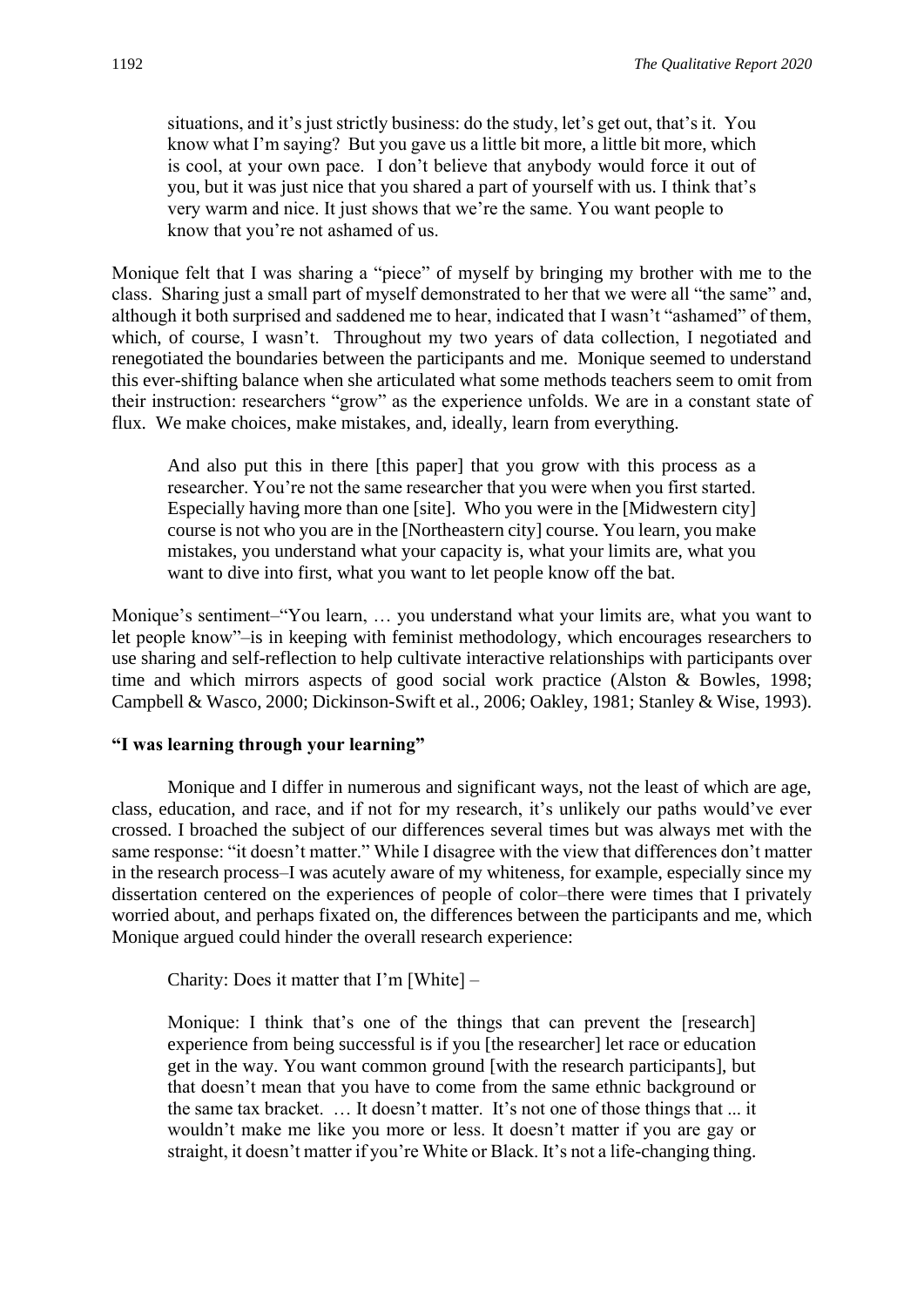> situations, and it's just strictly business: do the study, let's get out, that's it. You know what I'm saying? But you gave us a little bit more, a little bit more, which is cool, at your own pace. I don't believe that anybody would force it out of you, but it was just nice that you shared a part of yourself with us. I think that's very warm and nice. It just shows that we're the same. You want people to know that you're not ashamed of us.

Monique felt that I was sharing a "piece" of myself by bringing my brother with me to the class. Sharing just a small part of myself demonstrated to her that we were all "the same" and, although it both surprised and saddened me to hear, indicated that I wasn't "ashamed" of them, which, of course, I wasn't. Throughout my two years of data collection, I negotiated and renegotiated the boundaries between the participants and me. Monique seemed to understand this ever-shifting balance when she articulated what some methods teachers seem to omit from their instruction: researchers "grow" as the experience unfolds. We are in a constant state of flux. We make choices, make mistakes, and, ideally, learn from everything.

> And also put this in there [this paper] that you grow with this process as a researcher. You're not the same researcher that you were when you first started. Especially having more than one [site]. Who you were in the [Midwestern city] course is not who you are in the [Northeastern city] course. You learn, you make mistakes, you understand what your capacity is, what your limits are, what you want to dive into first, what you want to let people know off the bat.

Monique's sentiment–"You learn, … you understand what your limits are, what you want to let people know"–is in keeping with feminist methodology, which encourages researchers to use sharing and self-reflection to help cultivate interactive relationships with participants over time and which mirrors aspects of good social work practice (Alston & Bowles, 1998; Campbell & Wasco, 2000; Dickinson-Swift et al., 2006; Oakley, 1981; Stanley & Wise, 1993).

**"I was learning through your learning"**

Monique and I differ in numerous and significant ways, not the least of which are age, class, education, and race, and if not for my research, it's unlikely our paths would've ever crossed. I broached the subject of our differences several times but was always met with the same response: "it doesn't matter." While I disagree with the view that differences don't matter in the research process–I was acutely aware of my whiteness, for example, especially since my dissertation centered on the experiences of people of color–there were times that I privately worried about, and perhaps fixated on, the differences between the participants and me, which Monique argued could hinder the overall research experience:

> Charity: Does it matter that I'm [White] –
>
> Monique: I think that's one of the things that can prevent the [research] experience from being successful is if you [the researcher] let race or education get in the way. You want common ground [with the research participants], but that doesn't mean that you have to come from the same ethnic background or the same tax bracket. … It doesn't matter. It's not one of those things that ... it wouldn't make me like you more or less. It doesn't matter if you are gay or straight, it doesn't matter if you're White or Black. It's not a life-changing thing.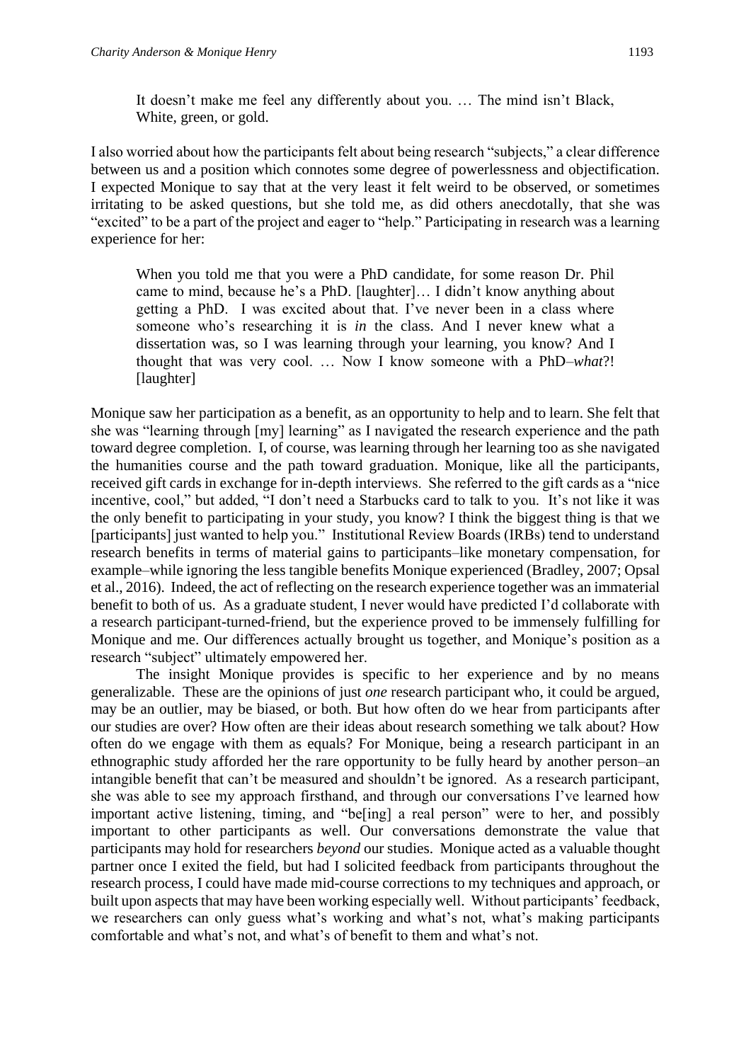> It doesn't make me feel any differently about you. … The mind isn't Black, White, green, or gold.

I also worried about how the participants felt about being research "subjects," a clear difference between us and a position which connotes some degree of powerlessness and objectification. I expected Monique to say that at the very least it felt weird to be observed, or sometimes irritating to be asked questions, but she told me, as did others anecdotally, that she was "excited" to be a part of the project and eager to "help." Participating in research was a learning experience for her:

> When you told me that you were a PhD candidate, for some reason Dr. Phil came to mind, because he's a PhD. [laughter]… I didn't know anything about getting a PhD. I was excited about that. I've never been in a class where someone who's researching it is *in* the class. And I never knew what a dissertation was, so I was learning through your learning, you know? And I thought that was very cool. … Now I know someone with a PhD–*what*?! [laughter]

Monique saw her participation as a benefit, as an opportunity to help and to learn. She felt that she was "learning through [my] learning" as I navigated the research experience and the path toward degree completion. I, of course, was learning through her learning too as she navigated the humanities course and the path toward graduation. Monique, like all the participants, received gift cards in exchange for in-depth interviews. She referred to the gift cards as a "nice incentive, cool," but added, "I don't need a Starbucks card to talk to you. It's not like it was the only benefit to participating in your study, you know? I think the biggest thing is that we [participants] just wanted to help you." Institutional Review Boards (IRBs) tend to understand research benefits in terms of material gains to participants–like monetary compensation, for example–while ignoring the less tangible benefits Monique experienced (Bradley, 2007; Opsal et al., 2016). Indeed, the act of reflecting on the research experience together was an immaterial benefit to both of us. As a graduate student, I never would have predicted I'd collaborate with a research participant-turned-friend, but the experience proved to be immensely fulfilling for Monique and me. Our differences actually brought us together, and Monique's position as a research "subject" ultimately empowered her.

The insight Monique provides is specific to her experience and by no means generalizable. These are the opinions of just *one* research participant who, it could be argued, may be an outlier, may be biased, or both. But how often do we hear from participants after our studies are over? How often are their ideas about research something we talk about? How often do we engage with them as equals? For Monique, being a research participant in an ethnographic study afforded her the rare opportunity to be fully heard by another person–an intangible benefit that can't be measured and shouldn't be ignored. As a research participant, she was able to see my approach firsthand, and through our conversations I've learned how important active listening, timing, and "be[ing] a real person" were to her, and possibly important to other participants as well. Our conversations demonstrate the value that participants may hold for researchers *beyond* our studies. Monique acted as a valuable thought partner once I exited the field, but had I solicited feedback from participants throughout the research process, I could have made mid-course corrections to my techniques and approach, or built upon aspects that may have been working especially well. Without participants' feedback, we researchers can only guess what's working and what's not, what's making participants comfortable and what's not, and what's of benefit to them and what's not.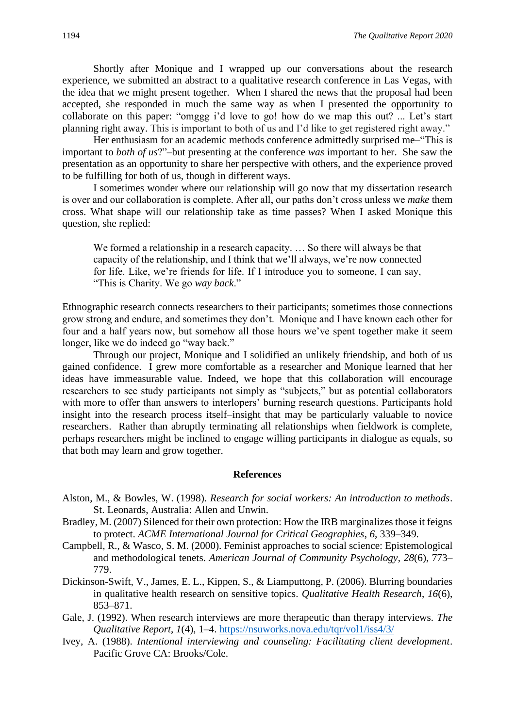Shortly after Monique and I wrapped up our conversations about the research experience, we submitted an abstract to a qualitative research conference in Las Vegas, with the idea that we might present together. When I shared the news that the proposal had been accepted, she responded in much the same way as when I presented the opportunity to collaborate on this paper: "omggg i'd love to go! how do we map this out? ... Let's start planning right away. This is important to both of us and I'd like to get registered right away."

Her enthusiasm for an academic methods conference admittedly surprised me–"This is important to *both of us*?"–but presenting at the conference *was* important to her. She saw the presentation as an opportunity to share her perspective with others, and the experience proved to be fulfilling for both of us, though in different ways.

I sometimes wonder where our relationship will go now that my dissertation research is over and our collaboration is complete. After all, our paths don't cross unless we *make* them cross. What shape will our relationship take as time passes? When I asked Monique this question, she replied:

> We formed a relationship in a research capacity. … So there will always be that capacity of the relationship, and I think that we'll always, we're now connected for life. Like, we're friends for life. If I introduce you to someone, I can say, "This is Charity. We go *way back*."

Ethnographic research connects researchers to their participants; sometimes those connections grow strong and endure, and sometimes they don't. Monique and I have known each other for four and a half years now, but somehow all those hours we've spent together make it seem longer, like we do indeed go "way back."

Through our project, Monique and I solidified an unlikely friendship, and both of us gained confidence. I grew more comfortable as a researcher and Monique learned that her ideas have immeasurable value. Indeed, we hope that this collaboration will encourage researchers to see study participants not simply as "subjects," but as potential collaborators with more to offer than answers to interlopers' burning research questions. Participants hold insight into the research process itself–insight that may be particularly valuable to novice researchers. Rather than abruptly terminating all relationships when fieldwork is complete, perhaps researchers might be inclined to engage willing participants in dialogue as equals, so that both may learn and grow together.

## References

Alston, M., & Bowles, W. (1998). *Research for social workers: An introduction to methods*. St. Leonards, Australia: Allen and Unwin.

Bradley, M. (2007) Silenced for their own protection: How the IRB marginalizes those it feigns to protect. *ACME International Journal for Critical Geographies*, *6*, 339–349.

Campbell, R., & Wasco, S. M. (2000). Feminist approaches to social science: Epistemological and methodological tenets. *American Journal of Community Psychology*, *28*(6), 773–779.

Dickinson-Swift, V., James, E. L., Kippen, S., & Liamputtong, P. (2006). Blurring boundaries in qualitative health research on sensitive topics. *Qualitative Health Research*, *16*(6), 853–871.

Gale, J. (1992). When research interviews are more therapeutic than therapy interviews. *The Qualitative Report*, *1*(4), 1–4. https://nsuworks.nova.edu/tqr/vol1/iss4/3/

Ivey, A. (1988). *Intentional interviewing and counseling: Facilitating client development*. Pacific Grove CA: Brooks/Cole.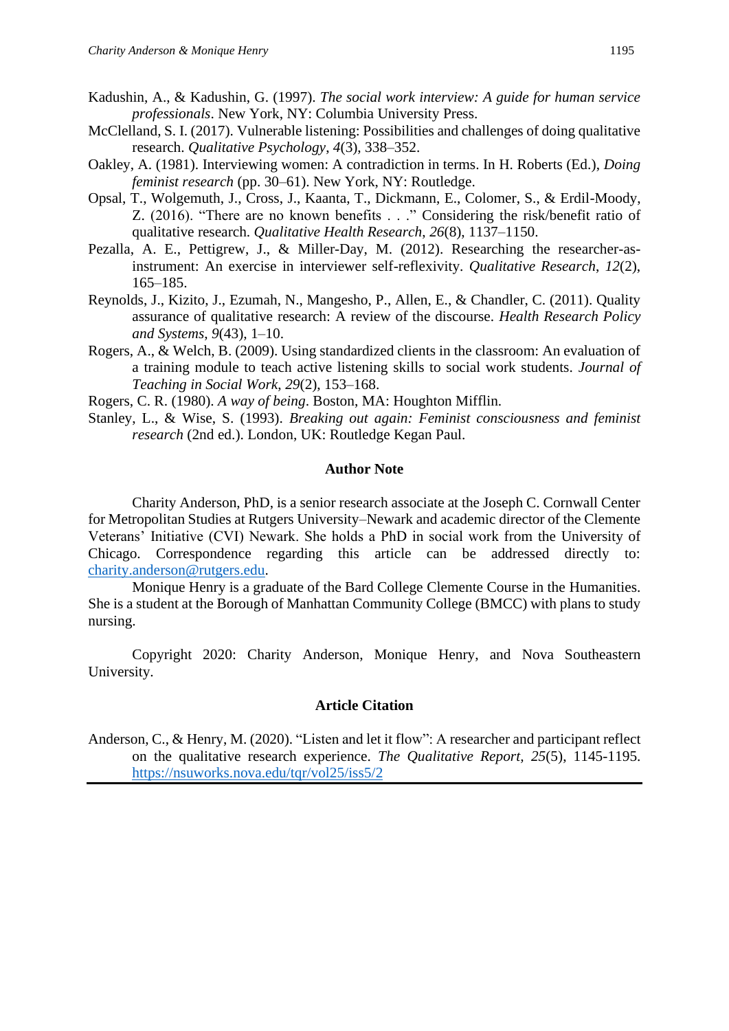Kadushin, A., & Kadushin, G. (1997). *The social work interview: A guide for human service professionals*. New York, NY: Columbia University Press.

McClelland, S. I. (2017). Vulnerable listening: Possibilities and challenges of doing qualitative research. *Qualitative Psychology*, *4*(3), 338–352.

Oakley, A. (1981). Interviewing women: A contradiction in terms. In H. Roberts (Ed.), *Doing feminist research* (pp. 30–61). New York, NY: Routledge.

Opsal, T., Wolgemuth, J., Cross, J., Kaanta, T., Dickmann, E., Colomer, S., & Erdil-Moody, Z. (2016). "There are no known benefits . . ." Considering the risk/benefit ratio of qualitative research. *Qualitative Health Research*, *26*(8), 1137–1150.

Pezalla, A. E., Pettigrew, J., & Miller-Day, M. (2012). Researching the researcher-as-instrument: An exercise in interviewer self-reflexivity. *Qualitative Research*, *12*(2), 165–185.

Reynolds, J., Kizito, J., Ezumah, N., Mangesho, P., Allen, E., & Chandler, C. (2011). Quality assurance of qualitative research: A review of the discourse. *Health Research Policy and Systems*, *9*(43), 1–10.

Rogers, A., & Welch, B. (2009). Using standardized clients in the classroom: An evaluation of a training module to teach active listening skills to social work students. *Journal of Teaching in Social Work*, *29*(2), 153–168.

Rogers, C. R. (1980). *A way of being*. Boston, MA: Houghton Mifflin.

Stanley, L., & Wise, S. (1993). *Breaking out again: Feminist consciousness and feminist research* (2nd ed.). London, UK: Routledge Kegan Paul.

## Author Note

Charity Anderson, PhD, is a senior research associate at the Joseph C. Cornwall Center for Metropolitan Studies at Rutgers University–Newark and academic director of the Clemente Veterans' Initiative (CVI) Newark. She holds a PhD in social work from the University of Chicago. Correspondence regarding this article can be addressed directly to: charity.anderson@rutgers.edu.

Monique Henry is a graduate of the Bard College Clemente Course in the Humanities. She is a student at the Borough of Manhattan Community College (BMCC) with plans to study nursing.

Copyright 2020: Charity Anderson, Monique Henry, and Nova Southeastern University.

## Article Citation

Anderson, C., & Henry, M. (2020). "Listen and let it flow": A researcher and participant reflect on the qualitative research experience. *The Qualitative Report, 25*(5), 1145-1195. https://nsuworks.nova.edu/tqr/vol25/iss5/2